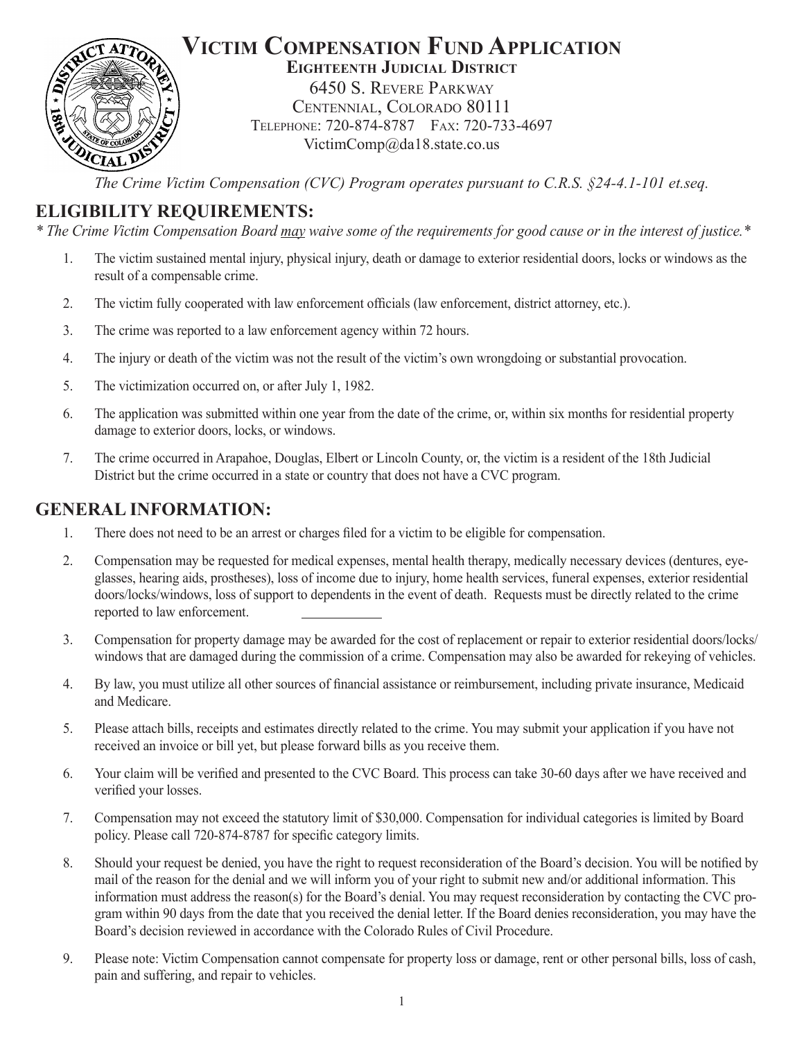# Victim Compensation Fund Application

**Eighteenth Judicial District**

6450 S. Revere Parkway
Centennial, Colorado 80111
Telephone: 720-874-8787 Fax: 720-733-4697
VictimComp@da18.state.co.us

*The Crime Victim Compensation (CVC) Program operates pursuant to C.R.S. §24-4.1-101 et.seq.*

## ELIGIBILITY REQUIREMENTS:

** The Crime Victim Compensation Board may waive some of the requirements for good cause or in the interest of justice.**

1. The victim sustained mental injury, physical injury, death or damage to exterior residential doors, locks or windows as the result of a compensable crime.
2. The victim fully cooperated with law enforcement officials (law enforcement, district attorney, etc.).
3. The crime was reported to a law enforcement agency within 72 hours.
4. The injury or death of the victim was not the result of the victim's own wrongdoing or substantial provocation.
5. The victimization occurred on, or after July 1, 1982.
6. The application was submitted within one year from the date of the crime, or, within six months for residential property damage to exterior doors, locks, or windows.
7. The crime occurred in Arapahoe, Douglas, Elbert or Lincoln County, or, the victim is a resident of the 18th Judicial District but the crime occurred in a state or country that does not have a CVC program.

## GENERAL INFORMATION:

1. There does not need to be an arrest or charges filed for a victim to be eligible for compensation.
2. Compensation may be requested for medical expenses, mental health therapy, medically necessary devices (dentures, eyeglasses, hearing aids, prostheses), loss of income due to injury, home health services, funeral expenses, exterior residential doors/locks/windows, loss of support to dependents in the event of death. Requests must be directly related to the crime reported to law enforcement.
3. Compensation for property damage may be awarded for the cost of replacement or repair to exterior residential doors/locks/windows that are damaged during the commission of a crime. Compensation may also be awarded for rekeying of vehicles.
4. By law, you must utilize all other sources of financial assistance or reimbursement, including private insurance, Medicaid and Medicare.
5. Please attach bills, receipts and estimates directly related to the crime. You may submit your application if you have not received an invoice or bill yet, but please forward bills as you receive them.
6. Your claim will be verified and presented to the CVC Board. This process can take 30-60 days after we have received and verified your losses.
7. Compensation may not exceed the statutory limit of $30,000. Compensation for individual categories is limited by Board policy. Please call 720-874-8787 for specific category limits.
8. Should your request be denied, you have the right to request reconsideration of the Board's decision. You will be notified by mail of the reason for the denial and we will inform you of your right to submit new and/or additional information. This information must address the reason(s) for the Board's denial. You may request reconsideration by contacting the CVC program within 90 days from the date that you received the denial letter. If the Board denies reconsideration, you may have the Board's decision reviewed in accordance with the Colorado Rules of Civil Procedure.
9. Please note: Victim Compensation cannot compensate for property loss or damage, rent or other personal bills, loss of cash, pain and suffering, and repair to vehicles.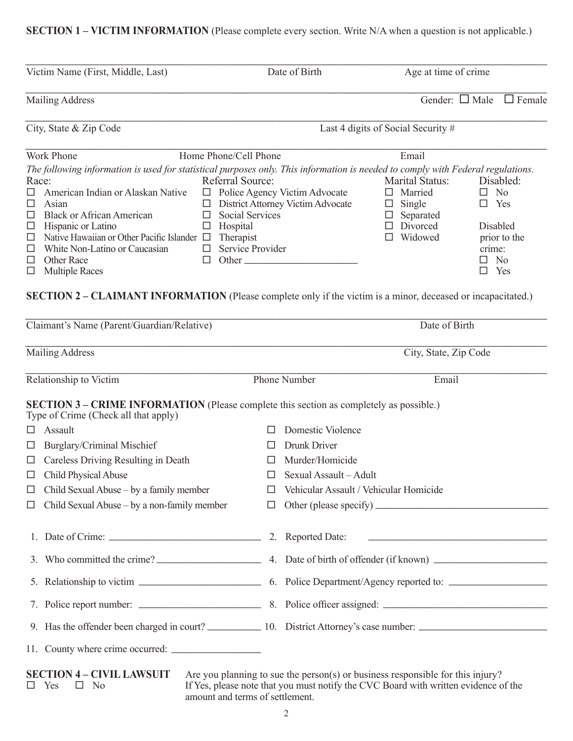**SECTION 1 – VICTIM INFORMATION** (Please complete every section. Write N/A when a question is not applicable.)

Victim Name (First, Middle, Last) ____________ Date of Birth ____________ Age at time of crime ____________

Mailing Address ____________ Gender: ☐ Male ☐ Female

City, State & Zip Code ____________ Last 4 digits of Social Security # ____________

Work Phone ____________ Home Phone/Cell Phone ____________ Email ____________

*The following information is used for statistical purposes only. This information is needed to comply with Federal regulations.*

Race:
- ☐ American Indian or Alaskan Native
- ☐ Asian
- ☐ Black or African American
- ☐ Hispanic or Latino
- ☐ Native Hawaiian or Other Pacific Islander
- ☐ White Non-Latino or Caucasian
- ☐ Other Race
- ☐ Multiple Races

Referral Source:
- ☐ Police Agency Victim Advocate
- ☐ District Attorney Victim Advocate
- ☐ Social Services
- ☐ Hospital
- ☐ Therapist
- ☐ Service Provider
- ☐ Other ____________

Marital Status:
- ☐ Married
- ☐ Single
- ☐ Separated
- ☐ Divorced
- ☐ Widowed

Disabled:
- ☐ No
- ☐ Yes

Disabled prior to the crime:
- ☐ No
- ☐ Yes

**SECTION 2 – CLAIMANT INFORMATION** (Please complete only if the victim is a minor, deceased or incapacitated.)

Claimant's Name (Parent/Guardian/Relative) ____________ Date of Birth ____________

Mailing Address ____________ City, State, Zip Code ____________

Relationship to Victim ____________ Phone Number ____________ Email ____________

**SECTION 3 – CRIME INFORMATION** (Please complete this section as completely as possible.)

Type of Crime (Check all that apply)

- ☐ Assault
- ☐ Burglary/Criminal Mischief
- ☐ Careless Driving Resulting in Death
- ☐ Child Physical Abuse
- ☐ Child Sexual Abuse – by a family member
- ☐ Child Sexual Abuse – by a non-family member
- ☐ Domestic Violence
- ☐ Drunk Driver
- ☐ Murder/Homicide
- ☐ Sexual Assault – Adult
- ☐ Vehicular Assault / Vehicular Homicide
- ☐ Other (please specify) ____________

1. Date of Crime: ____________
2. Reported Date: ____________
3. Who committed the crime? ____________
4. Date of birth of offender (if known) ____________
5. Relationship to victim ____________
6. Police Department/Agency reported to: ____________
7. Police report number: ____________
8. Police officer assigned: ____________
9. Has the offender been charged in court? ____________
10. District Attorney's case number: ____________
11. County where crime occurred: ____________

**SECTION 4 – CIVIL LAWSUIT**

☐ Yes ☐ No

Are you planning to sue the person(s) or business responsible for this injury? If Yes, please note that you must notify the CVC Board with written evidence of the amount and terms of settlement.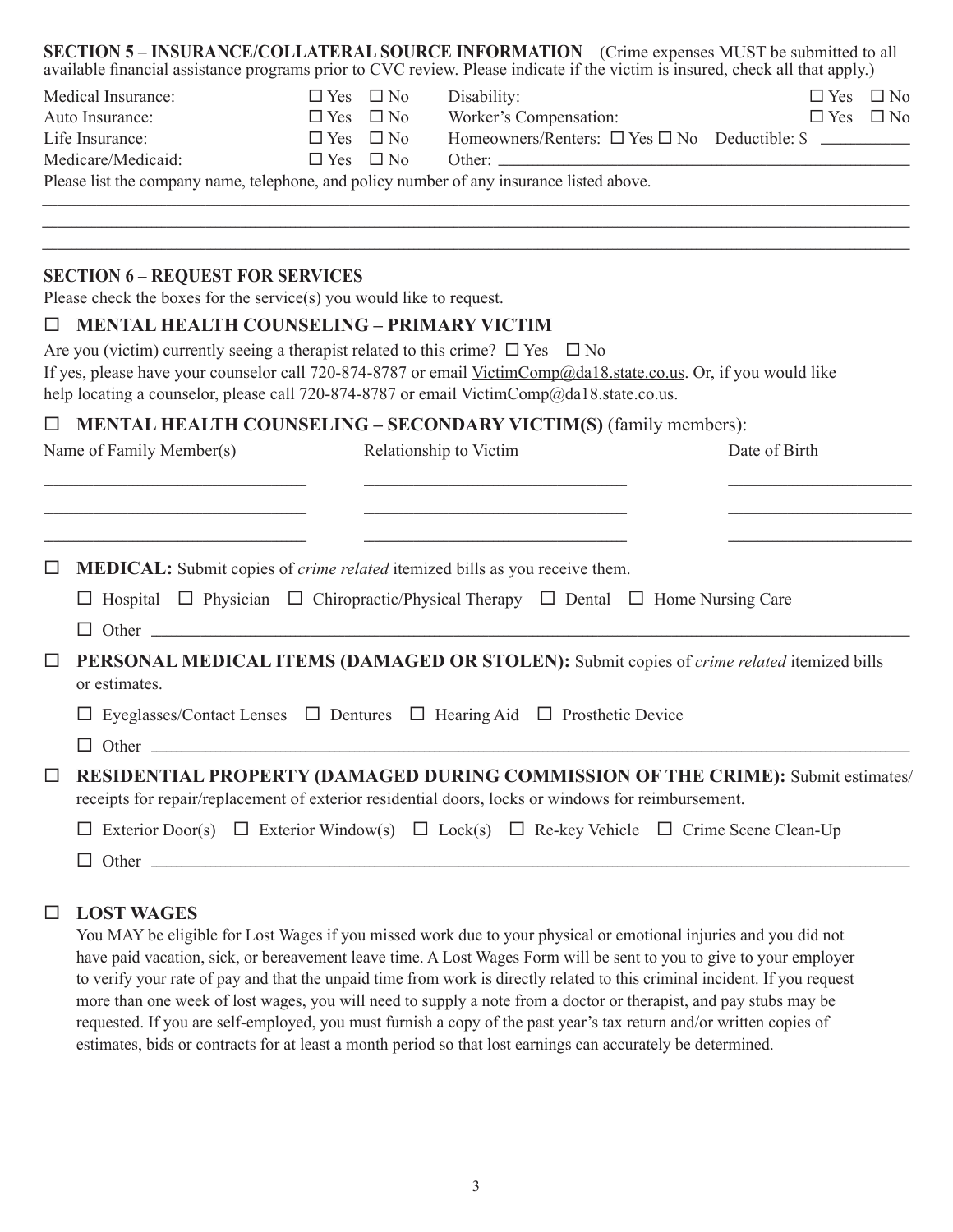**SECTION 5 – INSURANCE/COLLATERAL SOURCE INFORMATION** (Crime expenses MUST be submitted to all available financial assistance programs prior to CVC review. Please indicate if the victim is insured, check all that apply.)

| | | | |
|---|---|---|---|
| Medical Insurance: | ☐ Yes ☐ No | Disability: | ☐ Yes ☐ No |
| Auto Insurance: | ☐ Yes ☐ No | Worker's Compensation: | ☐ Yes ☐ No |
| Life Insurance: | ☐ Yes ☐ No | Homeowners/Renters: ☐ Yes ☐ No Deductible: $ ________ | |
| Medicare/Medicaid: | ☐ Yes ☐ No | Other: ______________________________ | |

Please list the company name, telephone, and policy number of any insurance listed above.

______________________________________________________________________________

______________________________________________________________________________

______________________________________________________________________________

**SECTION 6 – REQUEST FOR SERVICES**

Please check the boxes for the service(s) you would like to request.

☐ **MENTAL HEALTH COUNSELING – PRIMARY VICTIM**

Are you (victim) currently seeing a therapist related to this crime? ☐ Yes ☐ No

If yes, please have your counselor call 720-874-8787 or email VictimComp@da18.state.co.us. Or, if you would like help locating a counselor, please call 720-874-8787 or email VictimComp@da18.state.co.us.

☐ **MENTAL HEALTH COUNSELING – SECONDARY VICTIM(S)** (family members):

| Name of Family Member(s) | Relationship to Victim | Date of Birth |
|---|---|---|
| ____________________ | ____________________ | ______________ |
| ____________________ | ____________________ | ______________ |
| ____________________ | ____________________ | ______________ |

☐ **MEDICAL:** Submit copies of *crime related* itemized bills as you receive them.

☐ Hospital ☐ Physician ☐ Chiropractic/Physical Therapy ☐ Dental ☐ Home Nursing Care

☐ Other ______________________________________________________________

☐ **PERSONAL MEDICAL ITEMS (DAMAGED OR STOLEN):** Submit copies of *crime related* itemized bills or estimates.

☐ Eyeglasses/Contact Lenses ☐ Dentures ☐ Hearing Aid ☐ Prosthetic Device

☐ Other ______________________________________________________________

☐ **RESIDENTIAL PROPERTY (DAMAGED DURING COMMISSION OF THE CRIME):** Submit estimates/ receipts for repair/replacement of exterior residential doors, locks or windows for reimbursement.

☐ Exterior Door(s) ☐ Exterior Window(s) ☐ Lock(s) ☐ Re-key Vehicle ☐ Crime Scene Clean-Up

☐ Other ______________________________________________________________

☐ **LOST WAGES**

You MAY be eligible for Lost Wages if you missed work due to your physical or emotional injuries and you did not have paid vacation, sick, or bereavement leave time. A Lost Wages Form will be sent to you to give to your employer to verify your rate of pay and that the unpaid time from work is directly related to this criminal incident. If you request more than one week of lost wages, you will need to supply a note from a doctor or therapist, and pay stubs may be requested. If you are self-employed, you must furnish a copy of the past year's tax return and/or written copies of estimates, bids or contracts for at least a month period so that lost earnings can accurately be determined.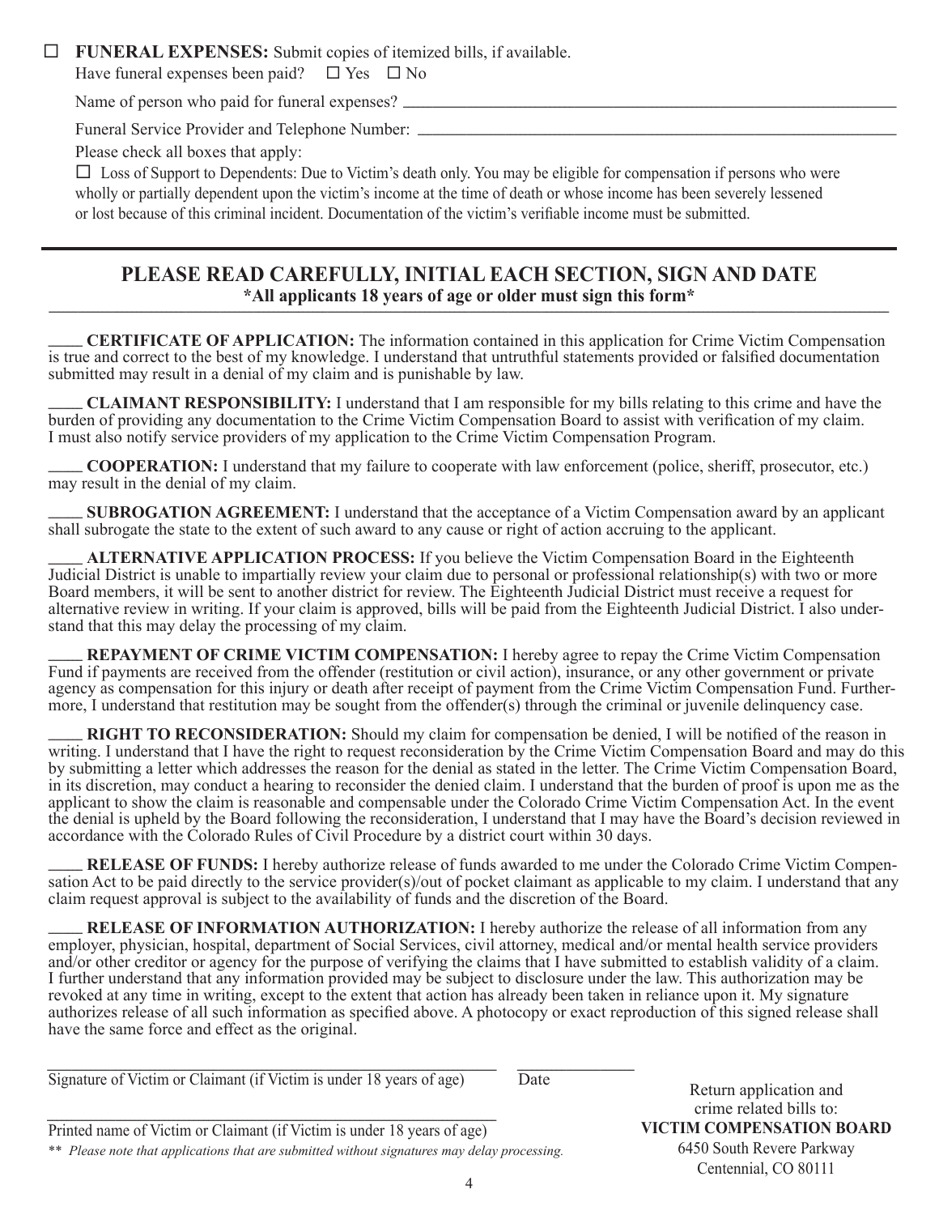☐ **FUNERAL EXPENSES:** Submit copies of itemized bills, if available.

Have funeral expenses been paid? ☐ Yes ☐ No

Name of person who paid for funeral expenses? ______________________________

Funeral Service Provider and Telephone Number: ______________________________

Please check all boxes that apply:

☐ Loss of Support to Dependents: Due to Victim's death only. You may be eligible for compensation if persons who were wholly or partially dependent upon the victim's income at the time of death or whose income has been severely lessened or lost because of this criminal incident. Documentation of the victim's verifiable income must be submitted.

## PLEASE READ CAREFULLY, INITIAL EACH SECTION, SIGN AND DATE

**\*All applicants 18 years of age or older must sign this form\***

____ **CERTIFICATE OF APPLICATION:** The information contained in this application for Crime Victim Compensation is true and correct to the best of my knowledge. I understand that untruthful statements provided or falsified documentation submitted may result in a denial of my claim and is punishable by law.

____ **CLAIMANT RESPONSIBILITY:** I understand that I am responsible for my bills relating to this crime and have the burden of providing any documentation to the Crime Victim Compensation Board to assist with verification of my claim. I must also notify service providers of my application to the Crime Victim Compensation Program.

____ **COOPERATION:** I understand that my failure to cooperate with law enforcement (police, sheriff, prosecutor, etc.) may result in the denial of my claim.

____ **SUBROGATION AGREEMENT:** I understand that the acceptance of a Victim Compensation award by an applicant shall subrogate the state to the extent of such award to any cause or right of action accruing to the applicant.

____ **ALTERNATIVE APPLICATION PROCESS:** If you believe the Victim Compensation Board in the Eighteenth Judicial District is unable to impartially review your claim due to personal or professional relationship(s) with two or more Board members, it will be sent to another district for review. The Eighteenth Judicial District must receive a request for alternative review in writing. If your claim is approved, bills will be paid from the Eighteenth Judicial District. I also understand that this may delay the processing of my claim.

____ **REPAYMENT OF CRIME VICTIM COMPENSATION:** I hereby agree to repay the Crime Victim Compensation Fund if payments are received from the offender (restitution or civil action), insurance, or any other government or private agency as compensation for this injury or death after receipt of payment from the Crime Victim Compensation Fund. Furthermore, I understand that restitution may be sought from the offender(s) through the criminal or juvenile delinquency case.

____ **RIGHT TO RECONSIDERATION:** Should my claim for compensation be denied, I will be notified of the reason in writing. I understand that I have the right to request reconsideration by the Crime Victim Compensation Board and may do this by submitting a letter which addresses the reason for the denial as stated in the letter. The Crime Victim Compensation Board, in its discretion, may conduct a hearing to reconsider the denied claim. I understand that the burden of proof is upon me as the applicant to show the claim is reasonable and compensable under the Colorado Crime Victim Compensation Act. In the event the denial is upheld by the Board following the reconsideration, I understand that I may have the Board's decision reviewed in accordance with the Colorado Rules of Civil Procedure by a district court within 30 days.

____ **RELEASE OF FUNDS:** I hereby authorize release of funds awarded to me under the Colorado Crime Victim Compensation Act to be paid directly to the service provider(s)/out of pocket claimant as applicable to my claim. I understand that any claim request approval is subject to the availability of funds and the discretion of the Board.

____ **RELEASE OF INFORMATION AUTHORIZATION:** I hereby authorize the release of all information from any employer, physician, hospital, department of Social Services, civil attorney, medical and/or mental health service providers and/or other creditor or agency for the purpose of verifying the claims that I have submitted to establish validity of a claim. I further understand that any information provided may be subject to disclosure under the law. This authorization may be revoked at any time in writing, except to the extent that action has already been taken in reliance upon it. My signature authorizes release of all such information as specified above. A photocopy or exact reproduction of this signed release shall have the same force and effect as the original.

______________________________ ______________

Signature of Victim or Claimant (if Victim is under 18 years of age) Date

______________________________

Printed name of Victim or Claimant (if Victim is under 18 years of age)

*\*\* Please note that applications that are submitted without signatures may delay processing.*

Return application and crime related bills to:
**VICTIM COMPENSATION BOARD**
6450 South Revere Parkway
Centennial, CO 80111